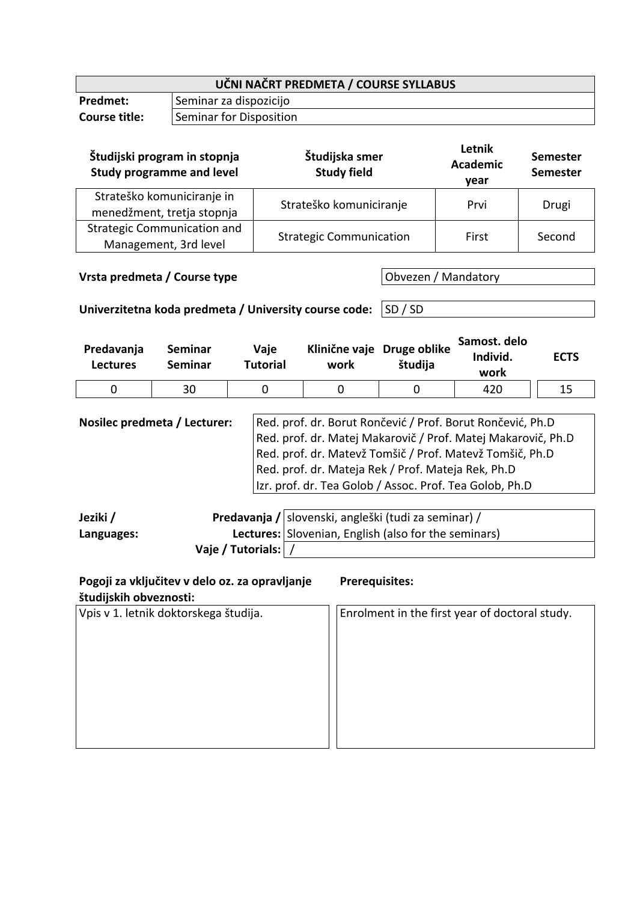| UČNI NAČRT PREDMETA / COURSE SYLLABUS | |
|---|---|
| **Predmet:** | Seminar za dispozicijo |
| **Course title:** | Seminar for Disposition |

| **Študijski program in stopnja Study programme and level** | **Študijska smer Study field** | **Letnik Academic year** | **Semester Semester** |
|---|---|---|---|
| Strateško komuniciranje in menedžment, tretja stopnja | Strateško komuniciranje | Prvi | Drugi |
| Strategic Communication and Management, 3rd level | Strategic Communication | First | Second |

| | |
|---|---|
| **Vrsta predmeta / Course type** | Obvezen / Mandatory |
| **Univerzitetna koda predmeta / University course code:** | SD / SD |

| **Predavanja Lectures** | **Seminar Seminar** | **Vaje Tutorial** | **Klinične vaje work** | **Druge oblike študija** | **Samost. delo Individ. work** | **ECTS** |
|---|---|---|---|---|---|---|
| 0 | 30 | 0 | 0 | 0 | 420 | 15 |

| | |
|---|---|
| **Nosilec predmeta / Lecturer:** | Red. prof. dr. Borut Rončević / Prof. Borut Rončević, Ph.D<br>Red. prof. dr. Matej Makarovič / Prof. Matej Makarovič, Ph.D<br>Red. prof. dr. Matevž Tomšič / Prof. Matevž Tomšič, Ph.D<br>Red. prof. dr. Mateja Rek / Prof. Mateja Rek, Ph.D<br>Izr. prof. dr. Tea Golob / Assoc. Prof. Tea Golob, Ph.D |

| | | |
|---|---|---|
| **Jeziki / Languages:** | **Predavanja / Lectures:** | slovenski, angleški (tudi za seminar) / Slovenian, English (also for the seminars) |
| | **Vaje / Tutorials:** | / |

| **Pogoji za vključitev v delo oz. za opravljanje študijskih obveznosti:** | **Prerequisites:** |
|---|---|
| Vpis v 1. letnik doktorskega študija. | Enrolment in the first year of doctoral study. |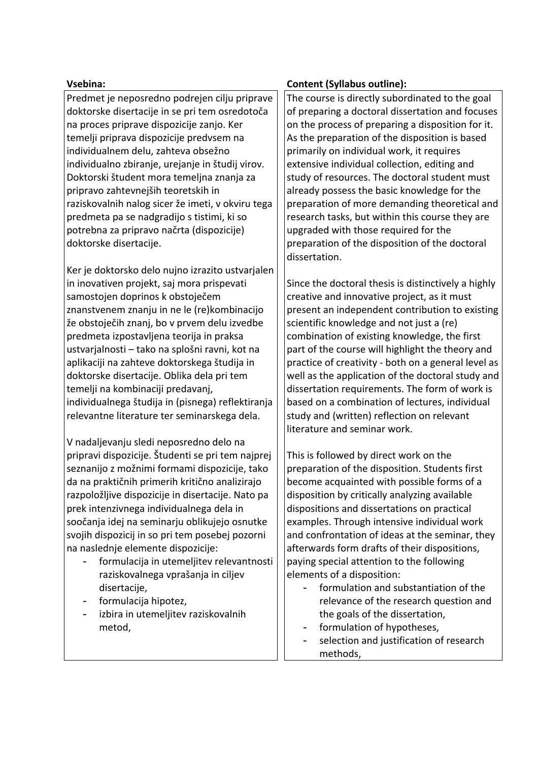| **Vsebina:** | **Content (Syllabus outline):** |
| --- | --- |
| Predmet je neposredno podrejen cilju priprave doktorske disertacije in se pri tem osredotoča na proces priprave dispozicije zanjo. Ker temelji priprava dispozicije predvsem na individualnem delu, zahteva obsežno individualno zbiranje, urejanje in študij virov. Doktorski študent mora temeljna znanja za pripravo zahtevnejših teoretskih in raziskovalnih nalog sicer že imeti, v okviru tega predmeta pa se nadgradijo s tistimi, ki so potrebna za pripravo načrta (dispozicije) doktorske disertacije.<br><br>Ker je doktorsko delo nujno izrazito ustvarjalen in inovativen projekt, saj mora prispevati samostojen doprinos k obstoječem znanstvenem znanju in ne le (re)kombinacijo že obstoječih znanj, bo v prvem delu izvedbe predmeta izpostavljena teorija in praksa ustvarjalnosti – tako na splošni ravni, kot na aplikaciji na zahteve doktorskega študija in doktorske disertacije. Oblika dela pri tem temelji na kombinaciji predavanj, individualnega študija in (pisnega) reflektiranja relevantne literature ter seminarskega dela.<br><br>V nadaljevanju sledi neposredno delo na pripravi dispozicije. Študenti se pri tem najprej seznanijo z možnimi formami dispozicije, tako da na praktičnih primerih kritično analizirajo razpoložljive dispozicije in disertacije. Nato pa prek intenzivnega individualnega dela in soočanja idej na seminarju oblikujejo osnutke svojih dispozicij in so pri tem posebej pozorni na naslednje elemente dispozicije:<br>- formulacija in utemeljitev relevantnosti raziskovalnega vprašanja in ciljev disertacije,<br>- formulacija hipotez,<br>- izbira in utemeljitev raziskovalnih metod, | The course is directly subordinated to the goal of preparing a doctoral dissertation and focuses on the process of preparing a disposition for it. As the preparation of the disposition is based primarily on individual work, it requires extensive individual collection, editing and study of resources. The doctoral student must already possess the basic knowledge for the preparation of more demanding theoretical and research tasks, but within this course they are upgraded with those required for the preparation of the disposition of the doctoral dissertation.<br><br>Since the doctoral thesis is distinctively a highly creative and innovative project, as it must present an independent contribution to existing scientific knowledge and not just a (re) combination of existing knowledge, the first part of the course will highlight the theory and practice of creativity - both on a general level as well as the application of the doctoral study and dissertation requirements. The form of work is based on a combination of lectures, individual study and (written) reflection on relevant literature and seminar work.<br><br>This is followed by direct work on the preparation of the disposition. Students first become acquainted with possible forms of a disposition by critically analyzing available dispositions and dissertations on practical examples. Through intensive individual work and confrontation of ideas at the seminar, they afterwards form drafts of their dispositions, paying special attention to the following elements of a disposition:<br>- formulation and substantiation of the relevance of the research question and the goals of the dissertation,<br>- formulation of hypotheses,<br>- selection and justification of research methods, |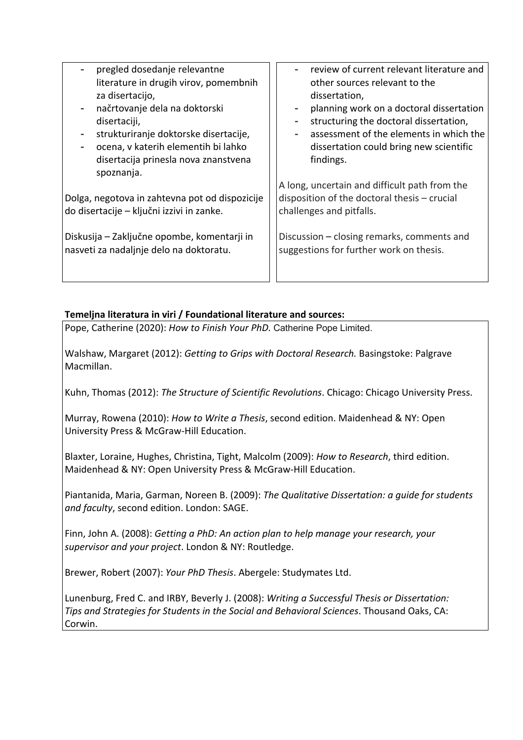| | |
|---|---|
| - pregled dosedanje relevantne literature in drugih virov, pomembnih za disertacijo,<br>- načrtovanje dela na doktorski disertaciji,<br>- strukturiranje doktorske disertacije,<br>- ocena, v katerih elementih bi lahko disertacija prinesla nova znanstvena spoznanja.<br><br>Dolga, negotova in zahtevna pot od dispozicije do disertacije – ključni izzivi in zanke.<br><br>Diskusija – Zaključne opombe, komentarji in nasveti za nadaljnje delo na doktoratu. | - review of current relevant literature and other sources relevant to the dissertation,<br>- planning work on a doctoral dissertation<br>- structuring the doctoral dissertation,<br>- assessment of the elements in which the dissertation could bring new scientific findings.<br><br>A long, uncertain and difficult path from the disposition of the doctoral thesis – crucial challenges and pitfalls.<br><br>Discussion – closing remarks, comments and suggestions for further work on thesis. |

**Temeljna literatura in viri / Foundational literature and sources:**

Pope, Catherine (2020): *How to Finish Your PhD.* Catherine Pope Limited.

Walshaw, Margaret (2012): *Getting to Grips with Doctoral Research.* Basingstoke: Palgrave Macmillan.

Kuhn, Thomas (2012): *The Structure of Scientific Revolutions*. Chicago: Chicago University Press.

Murray, Rowena (2010): *How to Write a Thesis*, second edition. Maidenhead & NY: Open University Press & McGraw-Hill Education.

Blaxter, Loraine, Hughes, Christina, Tight, Malcolm (2009): *How to Research*, third edition. Maidenhead & NY: Open University Press & McGraw-Hill Education.

Piantanida, Maria, Garman, Noreen B. (2009): *The Qualitative Dissertation: a guide for students and faculty*, second edition. London: SAGE.

Finn, John A. (2008): *Getting a PhD: An action plan to help manage your research, your supervisor and your project*. London & NY: Routledge.

Brewer, Robert (2007): *Your PhD Thesis*. Abergele: Studymates Ltd.

Lunenburg, Fred C. and IRBY, Beverly J. (2008): *Writing a Successful Thesis or Dissertation: Tips and Strategies for Students in the Social and Behavioral Sciences*. Thousand Oaks, CA: Corwin.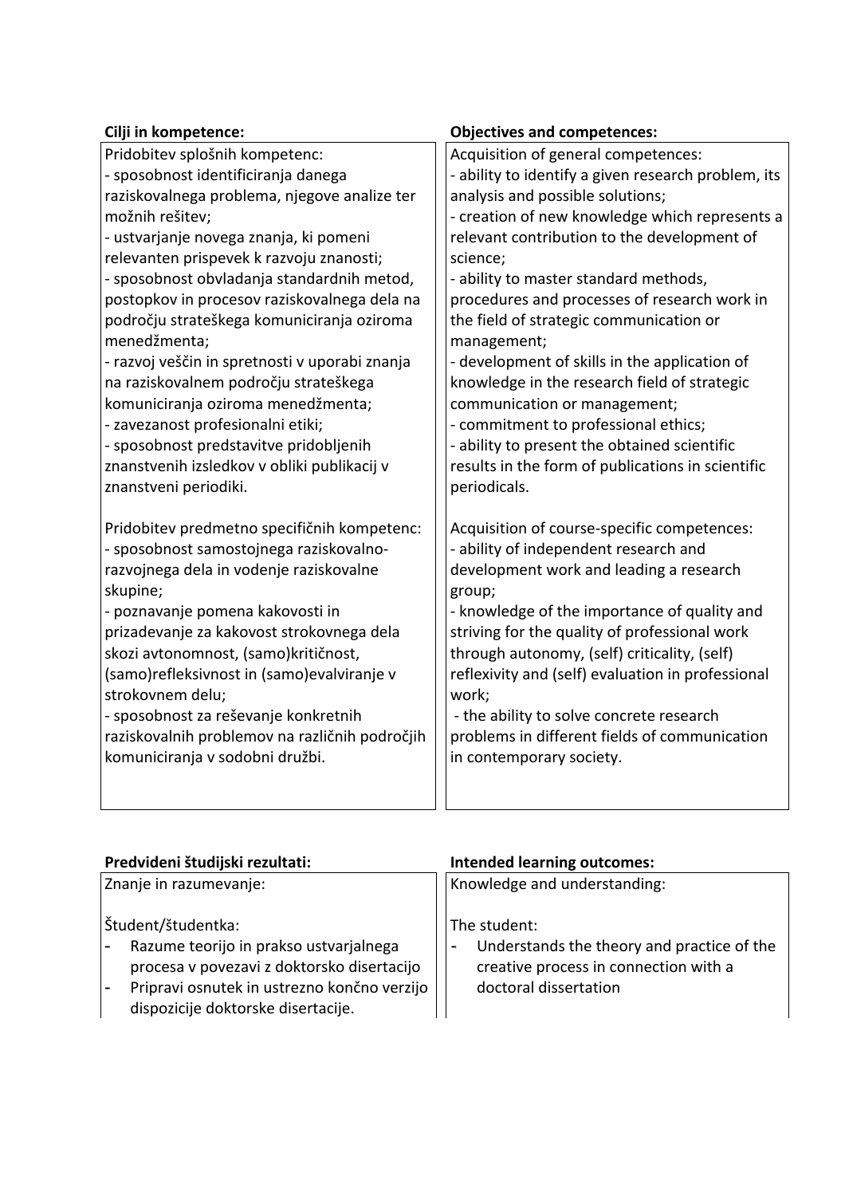| Cilji in kompetence: | Objectives and competences: |
|---|---|
| Pridobitev splošnih kompetenc:<br>- sposobnost identificiranja danega raziskovalnega problema, njegove analize ter možnih rešitev;<br>- ustvarjanje novega znanja, ki pomeni relevanten prispevek k razvoju znanosti;<br>- sposobnost obvladanja standardnih metod, postopkov in procesov raziskovalnega dela na področju strateškega komuniciranja oziroma menedžmenta;<br>- razvoj veščin in spretnosti v uporabi znanja na raziskovalnem področju strateškega komuniciranja oziroma menedžmenta;<br>- zavezanost profesionalni etiki;<br>- sposobnost predstavitve pridobljenih znanstvenih izsledkov v obliki publikacij v znanstveni periodiki.<br><br>Pridobitev predmetno specifičnih kompetenc:<br>- sposobnost samostojnega raziskovalno-razvojnega dela in vodenje raziskovalne skupine;<br>- poznavanje pomena kakovosti in prizadevanje za kakovost strokovnega dela skozi avtonomnost, (samo)kritičnost, (samo)refleksivnost in (samo)evalviranje v strokovnem delu;<br>- sposobnost za reševanje konkretnih raziskovalnih problemov na različnih področjih komuniciranja v sodobni družbi. | Acquisition of general competences:<br>- ability to identify a given research problem, its analysis and possible solutions;<br>- creation of new knowledge which represents a relevant contribution to the development of science;<br>- ability to master standard methods, procedures and processes of research work in the field of strategic communication or management;<br>- development of skills in the application of knowledge in the research field of strategic communication or management;<br>- commitment to professional ethics;<br>- ability to present the obtained scientific results in the form of publications in scientific periodicals.<br><br>Acquisition of course-specific competences:<br>- ability of independent research and development work and leading a research group;<br>- knowledge of the importance of quality and striving for the quality of professional work through autonomy, (self) criticality, (self) reflexivity and (self) evaluation in professional work;<br>- the ability to solve concrete research problems in different fields of communication in contemporary society. |

| Predvideni študijski rezultati: | Intended learning outcomes: |
|---|---|
| Znanje in razumevanje:<br><br>Študent/študentka:<br>- Razume teorijo in prakso ustvarjalnega procesa v povezavi z doktorsko disertacijo<br>- Pripravi osnutek in ustrezno končno verzijo dispozicije doktorske disertacije. | Knowledge and understanding:<br><br>The student:<br>- Understands the theory and practice of the creative process in connection with a doctoral dissertation |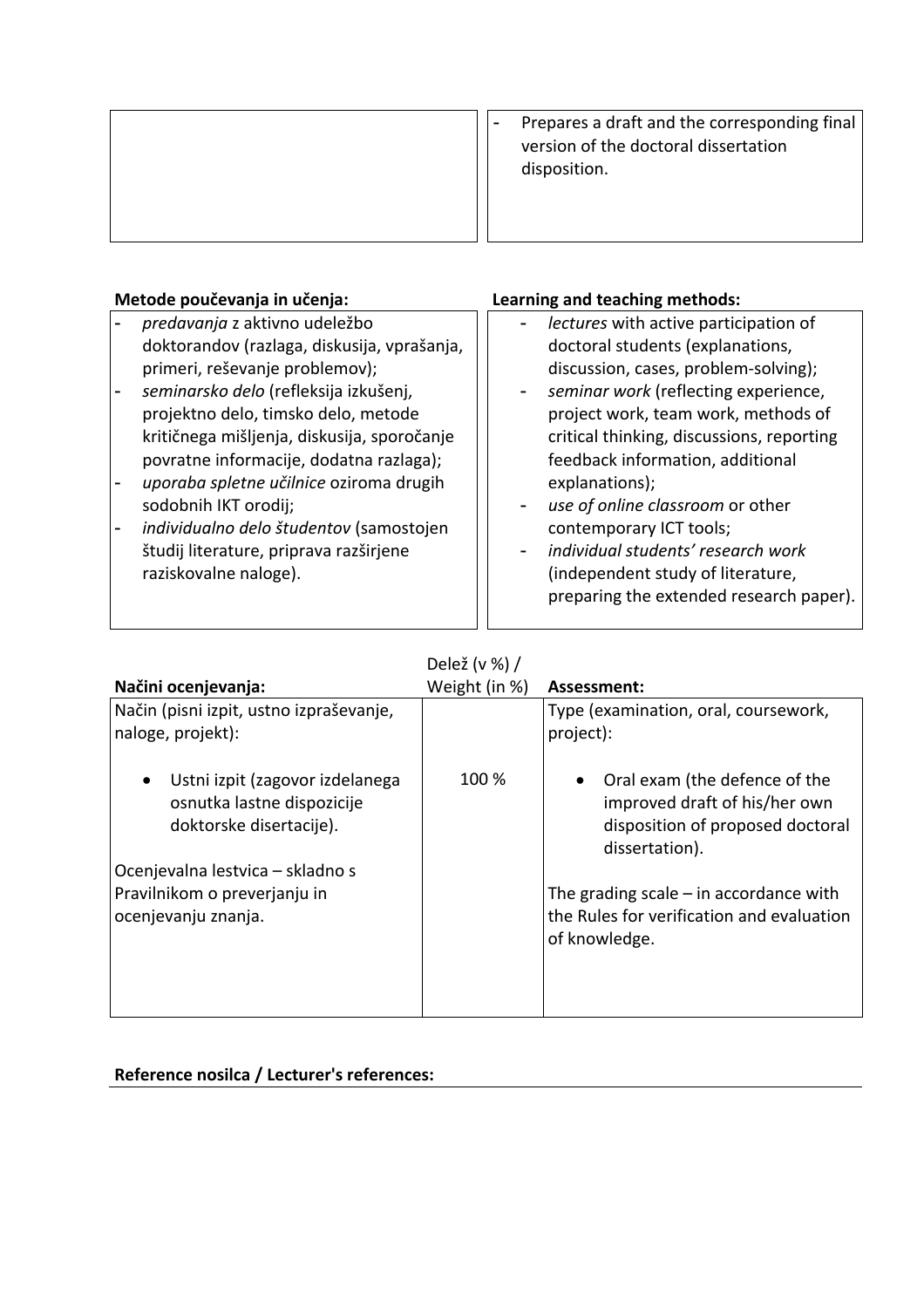| | |
|---|---|
| | - Prepares a draft and the corresponding final version of the doctoral dissertation disposition. |

| **Metode poučevanja in učenja:** | **Learning and teaching methods:** |
|---|---|
| - *predavanja* z aktivno udeležbo doktorandov (razlaga, diskusija, vprašanja, primeri, reševanje problemov);<br>- *seminarsko delo* (refleksija izkušenj, projektno delo, timsko delo, metode kritičnega mišljenja, diskusija, sporočanje povratne informacije, dodatna razlaga);<br>- *uporaba spletne učilnice* oziroma drugih sodobnih IKT orodij;<br>- *individualno delo študentov* (samostojen študij literature, priprava razširjene raziskovalne naloge). | - *lectures* with active participation of doctoral students (explanations, discussion, cases, problem-solving);<br>- *seminar work* (reflecting experience, project work, team work, methods of critical thinking, discussions, reporting feedback information, additional explanations);<br>- *use of online classroom* or other contemporary ICT tools;<br>- *individual students' research work* (independent study of literature, preparing the extended research paper). |

| **Načini ocenjevanja:** | Delež (v %) / Weight (in %) | **Assessment:** |
|---|---|---|
| Način (pisni izpit, ustno izpraševanje, naloge, projekt): | | Type (examination, oral, coursework, project): |
| • Ustni izpit (zagovor izdelanega osnutka lastne dispozicije doktorske disertacije). | 100 % | • Oral exam (the defence of the improved draft of his/her own disposition of proposed doctoral dissertation). |
| Ocenjevalna lestvica – skladno s Pravilnikom o preverjanju in ocenjevanju znanja. | | The grading scale – in accordance with the Rules for verification and evaluation of knowledge. |

**Reference nosilca / Lecturer's references:**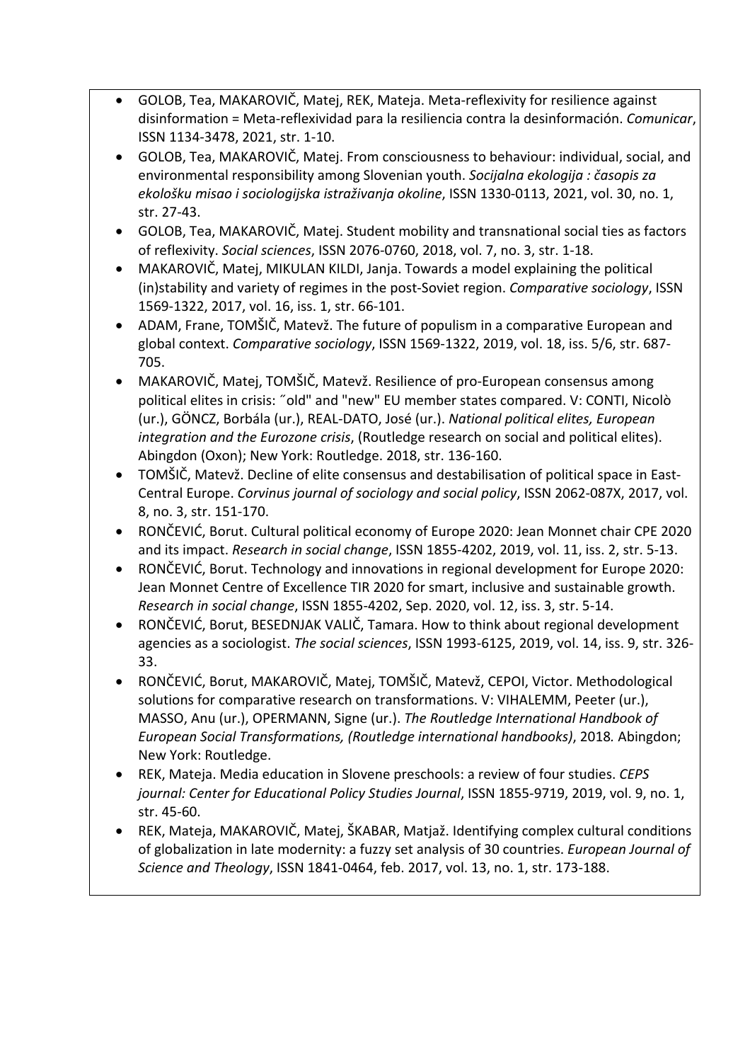- GOLOB, Tea, MAKAROVIČ, Matej, REK, Mateja. Meta-reflexivity for resilience against disinformation = Meta-reflexividad para la resiliencia contra la desinformación. *Comunicar*, ISSN 1134-3478, 2021, str. 1-10.
- GOLOB, Tea, MAKAROVIČ, Matej. From consciousness to behaviour: individual, social, and environmental responsibility among Slovenian youth. *Socijalna ekologija : časopis za ekološku misao i sociologijska istraživanja okoline*, ISSN 1330-0113, 2021, vol. 30, no. 1, str. 27-43.
- GOLOB, Tea, MAKAROVIČ, Matej. Student mobility and transnational social ties as factors of reflexivity. *Social sciences*, ISSN 2076-0760, 2018, vol. 7, no. 3, str. 1-18.
- MAKAROVIČ, Matej, MIKULAN KILDI, Janja. Towards a model explaining the political (in)stability and variety of regimes in the post-Soviet region. *Comparative sociology*, ISSN 1569-1322, 2017, vol. 16, iss. 1, str. 66-101.
- ADAM, Frane, TOMŠIČ, Matevž. The future of populism in a comparative European and global context. *Comparative sociology*, ISSN 1569-1322, 2019, vol. 18, iss. 5/6, str. 687-705.
- MAKAROVIČ, Matej, TOMŠIČ, Matevž. Resilience of pro-European consensus among political elites in crisis: ˝old" and "new" EU member states compared. V: CONTI, Nicolò (ur.), GÖNCZ, Borbála (ur.), REAL-DATO, José (ur.). *National political elites, European integration and the Eurozone crisis*, (Routledge research on social and political elites). Abingdon (Oxon); New York: Routledge. 2018, str. 136-160.
- TOMŠIČ, Matevž. Decline of elite consensus and destabilisation of political space in East-Central Europe. *Corvinus journal of sociology and social policy*, ISSN 2062-087X, 2017, vol. 8, no. 3, str. 151-170.
- RONČEVIĆ, Borut. Cultural political economy of Europe 2020: Jean Monnet chair CPE 2020 and its impact. *Research in social change*, ISSN 1855-4202, 2019, vol. 11, iss. 2, str. 5-13.
- RONČEVIĆ, Borut. Technology and innovations in regional development for Europe 2020: Jean Monnet Centre of Excellence TIR 2020 for smart, inclusive and sustainable growth. *Research in social change*, ISSN 1855-4202, Sep. 2020, vol. 12, iss. 3, str. 5-14.
- RONČEVIĆ, Borut, BESEDNJAK VALIČ, Tamara. How to think about regional development agencies as a sociologist. *The social sciences*, ISSN 1993-6125, 2019, vol. 14, iss. 9, str. 326-33.
- RONČEVIĆ, Borut, MAKAROVIČ, Matej, TOMŠIČ, Matevž, CEPOI, Victor. Methodological solutions for comparative research on transformations. V: VIHALEMM, Peeter (ur.), MASSO, Anu (ur.), OPERMANN, Signe (ur.). *The Routledge International Handbook of European Social Transformations, (Routledge international handbooks)*, 2018*.* Abingdon; New York: Routledge.
- REK, Mateja. Media education in Slovene preschools: a review of four studies. *CEPS journal: Center for Educational Policy Studies Journal*, ISSN 1855-9719, 2019, vol. 9, no. 1, str. 45-60.
- REK, Mateja, MAKAROVIČ, Matej, ŠKABAR, Matjaž. Identifying complex cultural conditions of globalization in late modernity: a fuzzy set analysis of 30 countries. *European Journal of Science and Theology*, ISSN 1841-0464, feb. 2017, vol. 13, no. 1, str. 173-188.